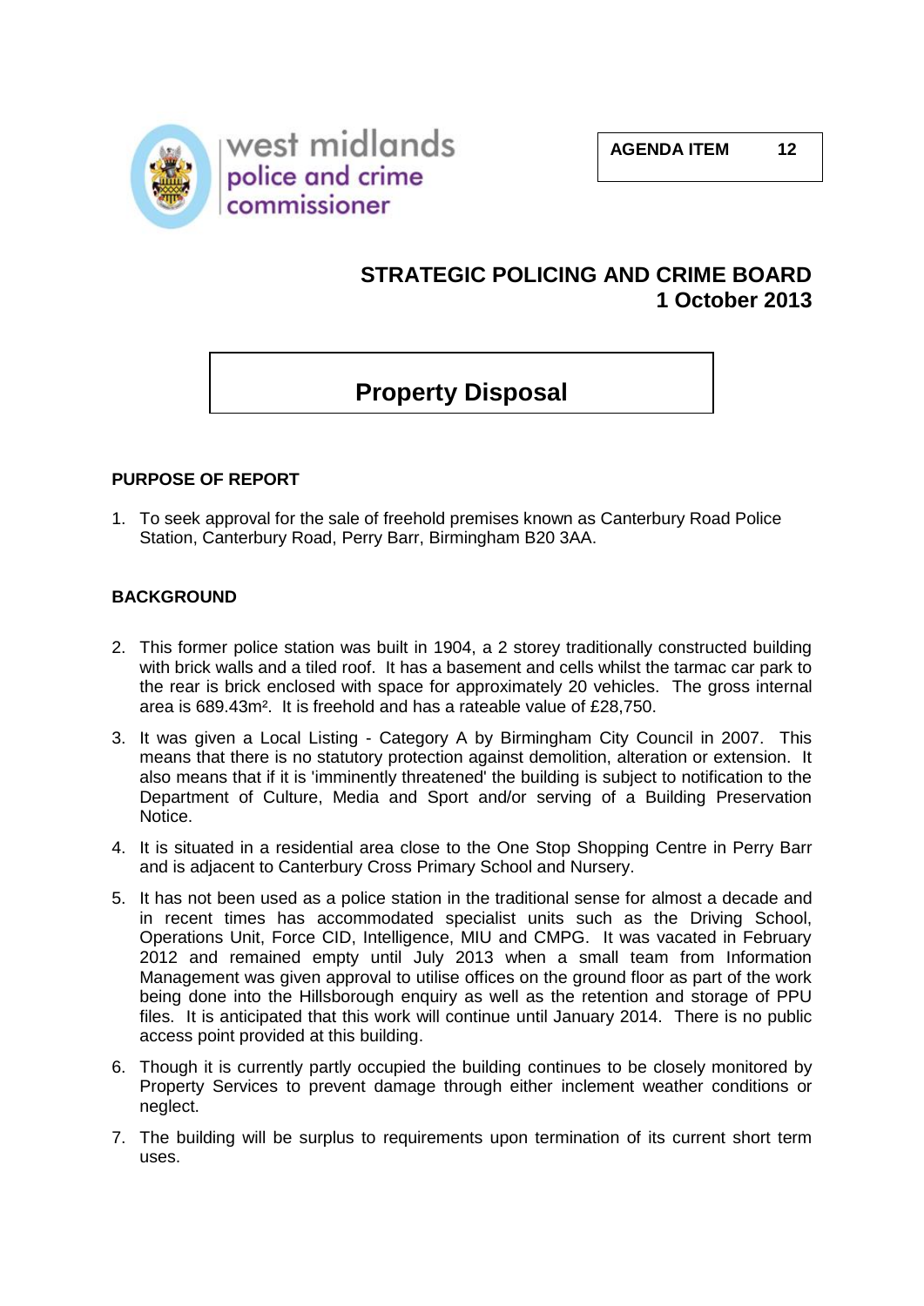west midlands police and crime commissioner

**AGENDA ITEM 12**

# STRATEGIC POLICING AND CRIME BOARD
## 1 October 2013

# Property Disposal

## PURPOSE OF REPORT

1. To seek approval for the sale of freehold premises known as Canterbury Road Police Station, Canterbury Road, Perry Barr, Birmingham B20 3AA.

## BACKGROUND

2. This former police station was built in 1904, a 2 storey traditionally constructed building with brick walls and a tiled roof. It has a basement and cells whilst the tarmac car park to the rear is brick enclosed with space for approximately 20 vehicles. The gross internal area is 689.43m². It is freehold and has a rateable value of £28,750.

3. It was given a Local Listing - Category A by Birmingham City Council in 2007. This means that there is no statutory protection against demolition, alteration or extension. It also means that if it is 'imminently threatened' the building is subject to notification to the Department of Culture, Media and Sport and/or serving of a Building Preservation Notice.

4. It is situated in a residential area close to the One Stop Shopping Centre in Perry Barr and is adjacent to Canterbury Cross Primary School and Nursery.

5. It has not been used as a police station in the traditional sense for almost a decade and in recent times has accommodated specialist units such as the Driving School, Operations Unit, Force CID, Intelligence, MIU and CMPG. It was vacated in February 2012 and remained empty until July 2013 when a small team from Information Management was given approval to utilise offices on the ground floor as part of the work being done into the Hillsborough enquiry as well as the retention and storage of PPU files. It is anticipated that this work will continue until January 2014. There is no public access point provided at this building.

6. Though it is currently partly occupied the building continues to be closely monitored by Property Services to prevent damage through either inclement weather conditions or neglect.

7. The building will be surplus to requirements upon termination of its current short term uses.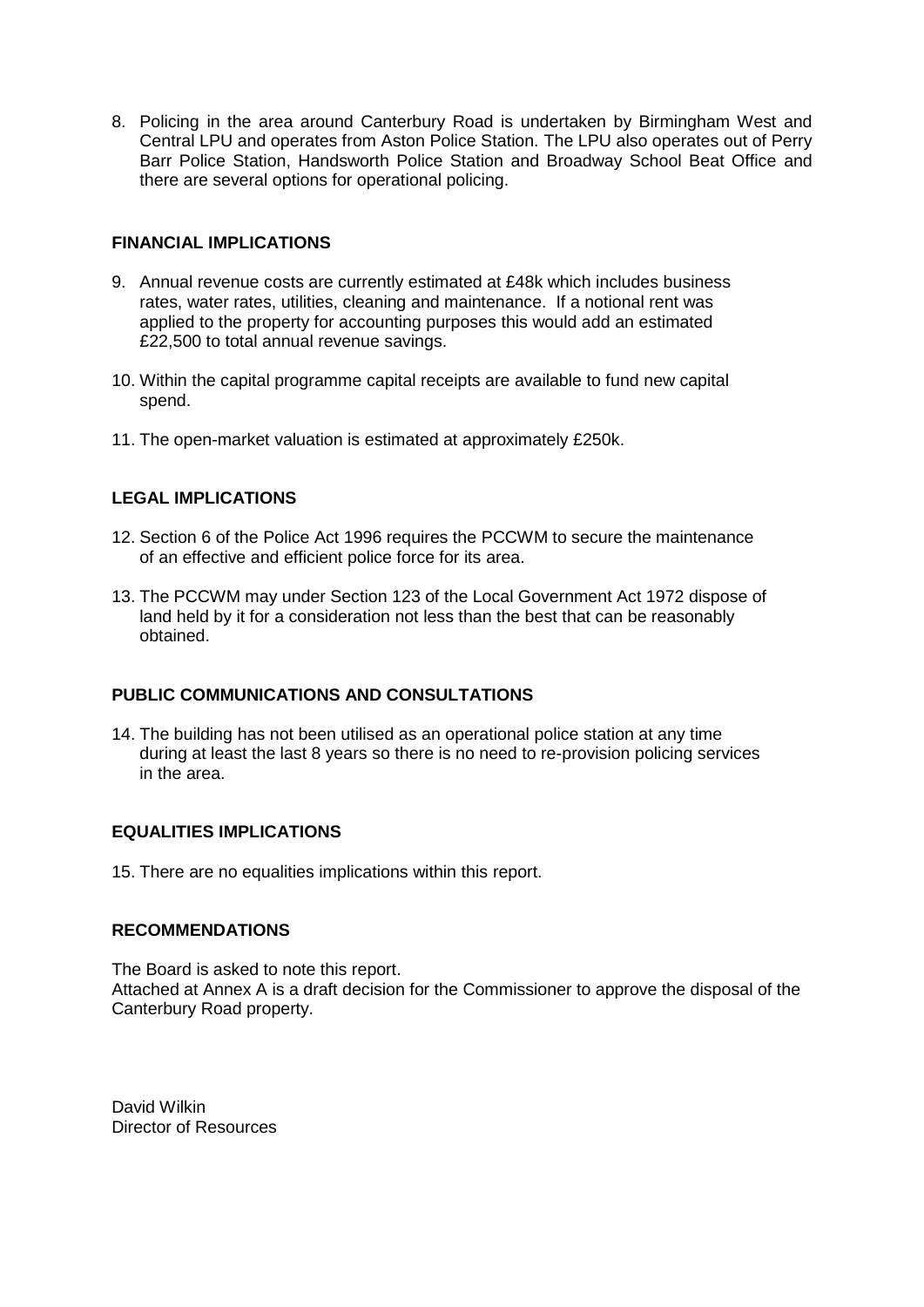8. Policing in the area around Canterbury Road is undertaken by Birmingham West and Central LPU and operates from Aston Police Station. The LPU also operates out of Perry Barr Police Station, Handsworth Police Station and Broadway School Beat Office and there are several options for operational policing.

## FINANCIAL IMPLICATIONS

9. Annual revenue costs are currently estimated at £48k which includes business rates, water rates, utilities, cleaning and maintenance. If a notional rent was applied to the property for accounting purposes this would add an estimated £22,500 to total annual revenue savings.

10. Within the capital programme capital receipts are available to fund new capital spend.

11. The open-market valuation is estimated at approximately £250k.

## LEGAL IMPLICATIONS

12. Section 6 of the Police Act 1996 requires the PCCWM to secure the maintenance of an effective and efficient police force for its area.

13. The PCCWM may under Section 123 of the Local Government Act 1972 dispose of land held by it for a consideration not less than the best that can be reasonably obtained.

## PUBLIC COMMUNICATIONS AND CONSULTATIONS

14. The building has not been utilised as an operational police station at any time during at least the last 8 years so there is no need to re-provision policing services in the area.

## EQUALITIES IMPLICATIONS

15. There are no equalities implications within this report.

## RECOMMENDATIONS

The Board is asked to note this report.
Attached at Annex A is a draft decision for the Commissioner to approve the disposal of the Canterbury Road property.

David Wilkin
Director of Resources